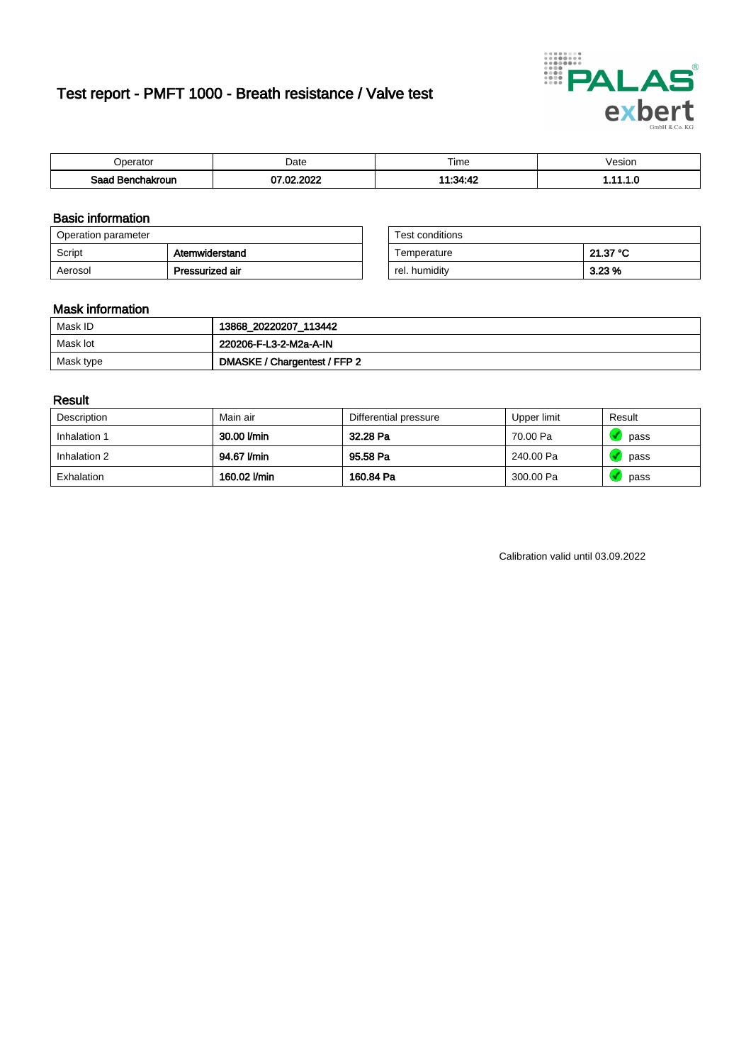# Test report - PMFT 1000 - Breath resistance / Valve test

| Operator | Date | Time | Vesion |
|---|---|---|---|
| **Saad Benchakroun** | **07.02.2022** | **11:34:42** | **1.11.1.0** |

## Basic information

| Operation parameter | |
|---|---|
| Script | **Atemwiderstand** |
| Aerosol | **Pressurized air** |

| Test conditions | |
|---|---|
| Temperature | **21.37 °C** |
| rel. humidity | **3.23 %** |

## Mask information

| | |
|---|---|
| Mask ID | **13868_20220207_113442** |
| Mask lot | **220206-F-L3-2-M2a-A-IN** |
| Mask type | **DMASKE / Chargentest / FFP 2** |

## Result

| Description | Main air | Differential pressure | Upper limit | Result |
|---|---|---|---|---|
| Inhalation 1 | **30.00 l/min** | **32.28 Pa** | 70.00 Pa | pass |
| Inhalation 2 | **94.67 l/min** | **95.58 Pa** | 240.00 Pa | pass |
| Exhalation | **160.02 l/min** | **160.84 Pa** | 300.00 Pa | pass |

Calibration valid until 03.09.2022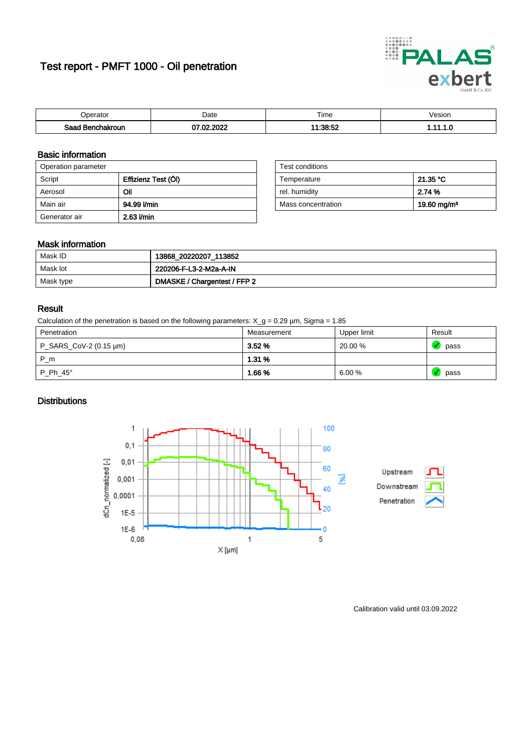# Test report - PMFT 1000 - Oil penetration

PALAS exbert GmbH & Co. KG

| Operator | Date | Time | Vesion |
|---|---|---|---|
| **Saad Benchakroun** | **07.02.2022** | **11:38:52** | **1.11.1.0** |

## Basic information

| Operation parameter | |
|---|---|
| Script | **Effizienz Test (Öl)** |
| Aerosol | **Oil** |
| Main air | **94.99 l/min** |
| Generator air | **2.63 l/min** |

| Test conditions | |
|---|---|
| Temperature | **21.35 °C** |
| rel. humidity | **2.74 %** |
| Mass concentration | **19.60 mg/m³** |

## Mask information

| | |
|---|---|
| Mask ID | **13868_20220207_113852** |
| Mask lot | **220206-F-L3-2-M2a-A-IN** |
| Mask type | **DMASKE / Chargentest / FFP 2** |

## Result

Calculation of the penetration is based on the following parameters: X_g = 0.29 µm, Sigma = 1.85

| Penetration | Measurement | Upper limit | Result |
|---|---|---|---|
| P_SARS_CoV-2 (0.15 µm) | **3.52 %** | 20.00 % | pass |
| P_m | **1.31 %** | | |
| P_Ph_45° | **1.66 %** | 6.00 % | pass |

## Distributions

dCn_normalized [-]
1
0,1
0,01
0,001
0,0001
1E-5
1E-6
0,08
1
5
X [µm]
100
80
60
40
20
0
[%]
Upstream
Downstream
Penetration

Calibration valid until 03.09.2022